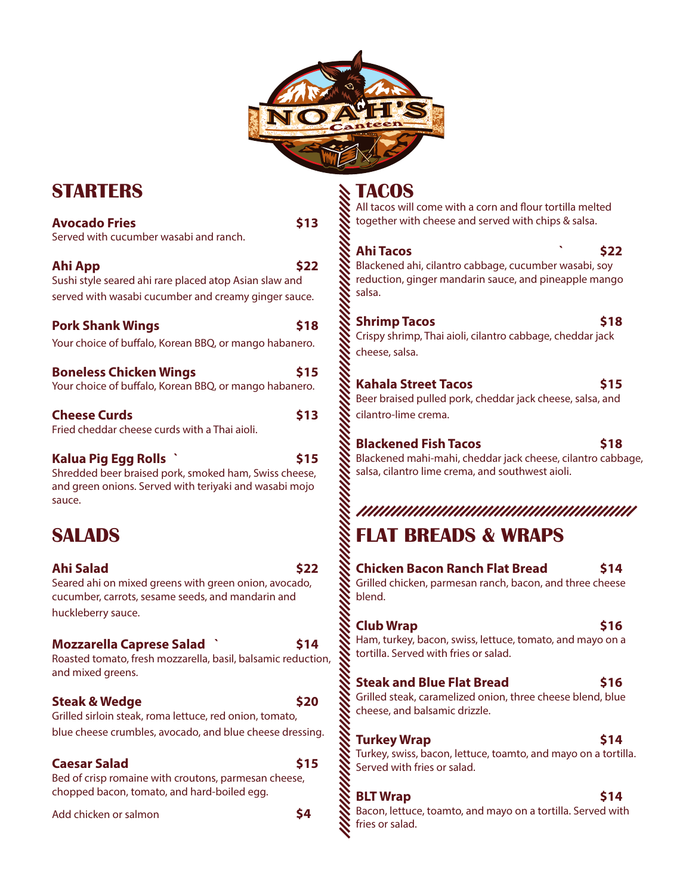# NOAH'S Canteen

## STARTERS

**Avocado Fries** **$13**
Served with cucumber wasabi and ranch.

**Ahi App** **$22**
Sushi style seared ahi rare placed atop Asian slaw and served with wasabi cucumber and creamy ginger sauce.

**Pork Shank Wings** **$18**
Your choice of buffalo, Korean BBQ, or mango habanero.

**Boneless Chicken Wings** **$15**
Your choice of buffalo, Korean BBQ, or mango habanero.

**Cheese Curds** **$13**
Fried cheddar cheese curds with a Thai aioli.

**Kalua Pig Egg Rolls `** **$15**
Shredded beer braised pork, smoked ham, Swiss cheese, and green onions. Served with teriyaki and wasabi mojo sauce.

## SALADS

**Ahi Salad** **$22**
Seared ahi on mixed greens with green onion, avocado, cucumber, carrots, sesame seeds, and mandarin and huckleberry sauce.

**Mozzarella Caprese Salad `** **$14**
Roasted tomato, fresh mozzarella, basil, balsamic reduction, and mixed greens.

**Steak & Wedge** **$20**
Grilled sirloin steak, roma lettuce, red onion, tomato, blue cheese crumbles, avocado, and blue cheese dressing.

**Caesar Salad** **$15**
Bed of crisp romaine with croutons, parmesan cheese, chopped bacon, tomato, and hard-boiled egg.

Add chicken or salmon **$4**

## TACOS

All tacos will come with a corn and flour tortilla melted together with cheese and served with chips & salsa.

**Ahi Tacos `** **$22**
Blackened ahi, cilantro cabbage, cucumber wasabi, soy reduction, ginger mandarin sauce, and pineapple mango salsa.

**Shrimp Tacos** **$18**
Crispy shrimp, Thai aioli, cilantro cabbage, cheddar jack cheese, salsa.

**Kahala Street Tacos** **$15**
Beer braised pulled pork, cheddar jack cheese, salsa, and cilantro-lime crema.

**Blackened Fish Tacos** **$18**
Blackened mahi-mahi, cheddar jack cheese, cilantro cabbage, salsa, cilantro lime crema, and southwest aioli.

## FLAT BREADS & WRAPS

**Chicken Bacon Ranch Flat Bread** **$14**
Grilled chicken, parmesan ranch, bacon, and three cheese blend.

**Club Wrap** **$16**
Ham, turkey, bacon, swiss, lettuce, tomato, and mayo on a tortilla. Served with fries or salad.

**Steak and Blue Flat Bread** **$16**
Grilled steak, caramelized onion, three cheese blend, blue cheese, and balsamic drizzle.

**Turkey Wrap** **$14**
Turkey, swiss, bacon, lettuce, toamto, and mayo on a tortilla. Served with fries or salad.

**BLT Wrap** **$14**
Bacon, lettuce, toamto, and mayo on a tortilla. Served with fries or salad.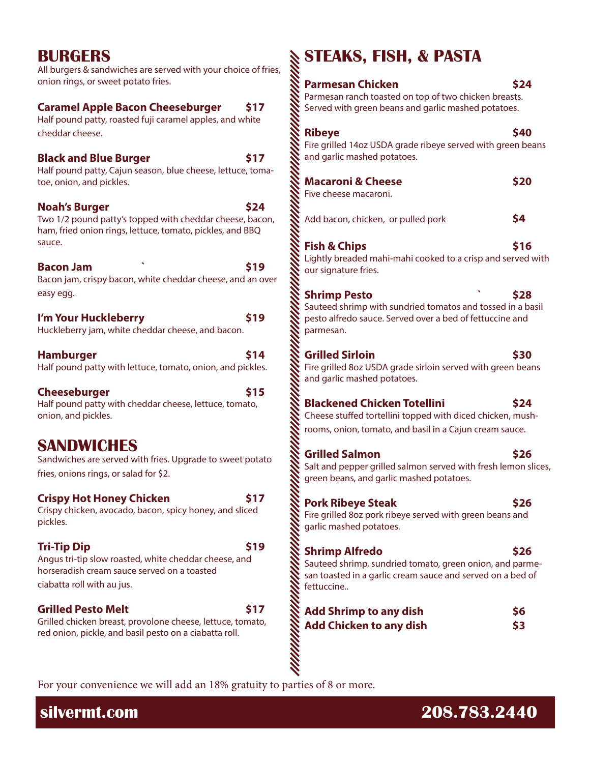## BURGERS

All burgers & sandwiches are served with your choice of fries, onion rings, or sweet potato fries.

**Caramel Apple Bacon Cheeseburger** **$17**
Half pound patty, roasted fuji caramel apples, and white cheddar cheese.

**Black and Blue Burger** **$17**
Half pound patty, Cajun season, blue cheese, lettuce, tomatoe, onion, and pickles.

**Noah's Burger** **$24**
Two 1/2 pound patty's topped with cheddar cheese, bacon, ham, fried onion rings, lettuce, tomato, pickles, and BBQ sauce.

**Bacon Jam** ` **$19**
Bacon jam, crispy bacon, white cheddar cheese, and an over easy egg.

**I'm Your Huckleberry** **$19**
Huckleberry jam, white cheddar cheese, and bacon.

**Hamburger** **$14**
Half pound patty with lettuce, tomato, onion, and pickles.

**Cheeseburger** **$15**
Half pound patty with cheddar cheese, lettuce, tomato, onion, and pickles.

## SANDWICHES

Sandwiches are served with fries. Upgrade to sweet potato fries, onions rings, or salad for $2.

**Crispy Hot Honey Chicken** **$17**
Crispy chicken, avocado, bacon, spicy honey, and sliced pickles.

**Tri-Tip Dip** **$19**
Angus tri-tip slow roasted, white cheddar cheese, and horseradish cream sauce served on a toasted ciabatta roll with au jus.

**Grilled Pesto Melt** **$17**
Grilled chicken breast, provolone cheese, lettuce, tomato, red onion, pickle, and basil pesto on a ciabatta roll.

## STEAKS, FISH, & PASTA

**Parmesan Chicken** **$24**
Parmesan ranch toasted on top of two chicken breasts. Served with green beans and garlic mashed potatoes.

**Ribeye** **$40**
Fire grilled 14oz USDA grade ribeye served with green beans and garlic mashed potatoes.

**Macaroni & Cheese** **$20**
Five cheese macaroni.

Add bacon, chicken, or pulled pork **$4**

**Fish & Chips** **$16**
Lightly breaded mahi-mahi cooked to a crisp and served with our signature fries.

**Shrimp Pesto** ` **$28**
Sauteed shrimp with sundried tomatos and tossed in a basil pesto alfredo sauce. Served over a bed of fettuccine and parmesan.

**Grilled Sirloin** **$30**
Fire grilled 8oz USDA grade sirloin served with green beans and garlic mashed potatoes.

**Blackened Chicken Totellini** **$24**
Cheese stuffed tortellini topped with diced chicken, mushrooms, onion, tomato, and basil in a Cajun cream sauce.

**Grilled Salmon** **$26**
Salt and pepper grilled salmon served with fresh lemon slices, green beans, and garlic mashed potatoes.

**Pork Ribeye Steak** **$26**
Fire grilled 8oz pork ribeye served with green beans and garlic mashed potatoes.

**Shrimp Alfredo** **$26**
Sauteed shrimp, sundried tomato, green onion, and parmesan toasted in a garlic cream sauce and served on a bed of fettuccine..

**Add Shrimp to any dish** **$6**
**Add Chicken to any dish** **$3**

For your convenience we will add an 18% gratuity to parties of 8 or more.

**silvermt.com** **208.783.2440**